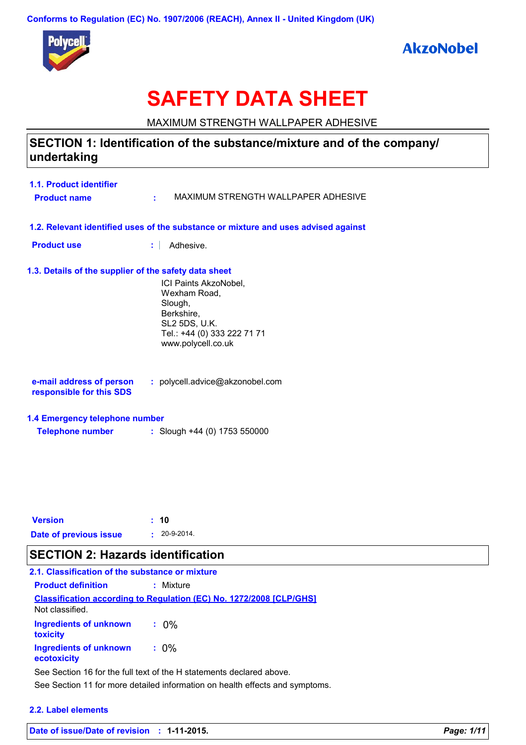Conforms to Regulation (EC) No. 1907/2006 (REACH), Annex II - United Kingdom (UK)

# SAFETY DATA SHEET

MAXIMUM STRENGTH WALLPAPER ADHESIVE

## SECTION 1: Identification of the substance/mixture and of the company/undertaking

### 1.1. Product identifier

**Product name** : MAXIMUM STRENGTH WALLPAPER ADHESIVE

### 1.2. Relevant identified uses of the substance or mixture and uses advised against

**Product use** : Adhesive.

### 1.3. Details of the supplier of the safety data sheet

ICI Paints AkzoNobel,
Wexham Road,
Slough,
Berkshire,
SL2 5DS, U.K.
Tel.: +44 (0) 333 222 71 71
www.polycell.co.uk

**e-mail address of person responsible for this SDS** : polycell.advice@akzonobel.com

### 1.4 Emergency telephone number

**Telephone number** : Slough +44 (0) 1753 550000

**Version** : **10**

**Date of previous issue** : 20-9-2014.

## SECTION 2: Hazards identification

### 2.1. Classification of the substance or mixture

**Product definition** : Mixture

**Classification according to Regulation (EC) No. 1272/2008 [CLP/GHS]**

Not classified.

**Ingredients of unknown toxicity** : 0%

**Ingredients of unknown ecotoxicity** : 0%

See Section 16 for the full text of the H statements declared above.

See Section 11 for more detailed information on health effects and symptoms.

### 2.2. Label elements

**Date of issue/Date of revision** : **1-11-2015.**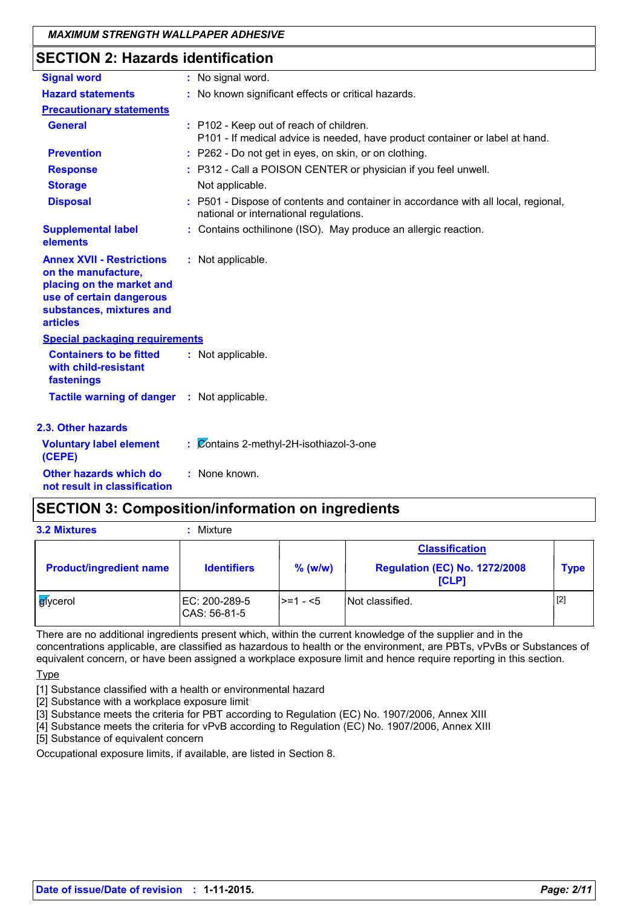## SECTION 2: Hazards identification

**Signal word** : No signal word.

**Hazard statements** : No known significant effects or critical hazards.

**Precautionary statements**

**General** : P102 - Keep out of reach of children.
P101 - If medical advice is needed, have product container or label at hand.

**Prevention** : P262 - Do not get in eyes, on skin, or on clothing.

**Response** : P312 - Call a POISON CENTER or physician if you feel unwell.

**Storage** : Not applicable.

**Disposal** : P501 - Dispose of contents and container in accordance with all local, regional, national or international regulations.

**Supplemental label elements** : Contains octhilinone (ISO). May produce an allergic reaction.

**Annex XVII - Restrictions on the manufacture, placing on the market and use of certain dangerous substances, mixtures and articles** : Not applicable.

**Special packaging requirements**

**Containers to be fitted with child-resistant fastenings** : Not applicable.

**Tactile warning of danger** : Not applicable.

### 2.3. Other hazards

**Voluntary label element (CEPE)** : Contains 2-methyl-2H-isothiazol-3-one

**Other hazards which do not result in classification** : None known.

## SECTION 3: Composition/information on ingredients

**3.2 Mixtures** : Mixture

| Product/ingredient name | Identifiers | % (w/w) | Classification Regulation (EC) No. 1272/2008 [CLP] | Type |
|---|---|---|---|---|
| glycerol | EC: 200-289-5<br>CAS: 56-81-5 | >=1 - <5 | Not classified. | [2] |

There are no additional ingredients present which, within the current knowledge of the supplier and in the concentrations applicable, are classified as hazardous to health or the environment, are PBTs, vPvBs or Substances of equivalent concern, or have been assigned a workplace exposure limit and hence require reporting in this section.

Type

[1] Substance classified with a health or environmental hazard
[2] Substance with a workplace exposure limit
[3] Substance meets the criteria for PBT according to Regulation (EC) No. 1907/2006, Annex XIII
[4] Substance meets the criteria for vPvB according to Regulation (EC) No. 1907/2006, Annex XIII
[5] Substance of equivalent concern

Occupational exposure limits, if available, are listed in Section 8.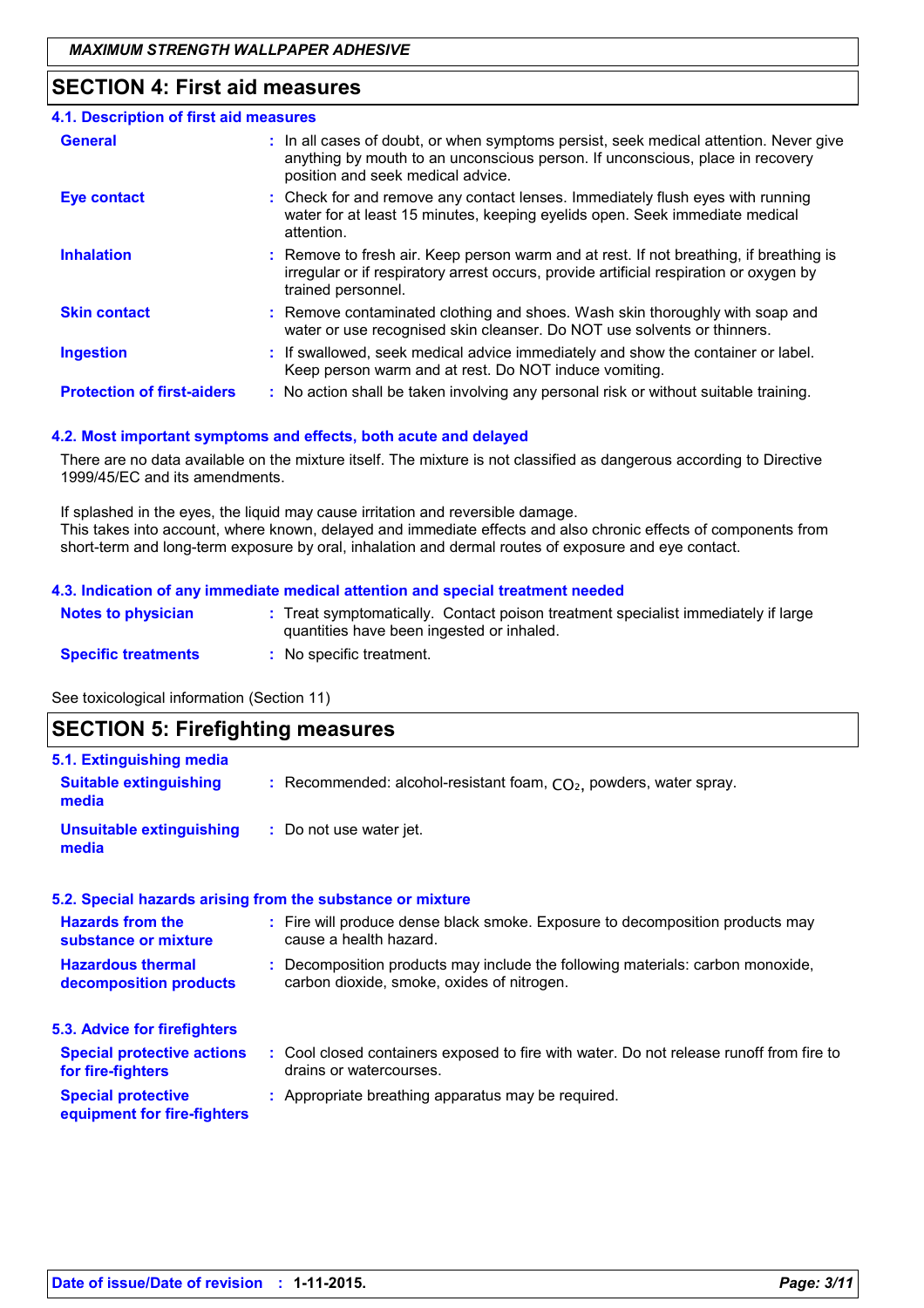## SECTION 4: First aid measures

### 4.1. Description of first aid measures

| | |
|---|---|
| **General** | In all cases of doubt, or when symptoms persist, seek medical attention. Never give anything by mouth to an unconscious person. If unconscious, place in recovery position and seek medical advice. |
| **Eye contact** | Check for and remove any contact lenses. Immediately flush eyes with running water for at least 15 minutes, keeping eyelids open. Seek immediate medical attention. |
| **Inhalation** | Remove to fresh air. Keep person warm and at rest. If not breathing, if breathing is irregular or if respiratory arrest occurs, provide artificial respiration or oxygen by trained personnel. |
| **Skin contact** | Remove contaminated clothing and shoes. Wash skin thoroughly with soap and water or use recognised skin cleanser. Do NOT use solvents or thinners. |
| **Ingestion** | If swallowed, seek medical advice immediately and show the container or label. Keep person warm and at rest. Do NOT induce vomiting. |
| **Protection of first-aiders** | No action shall be taken involving any personal risk or without suitable training. |

### 4.2. Most important symptoms and effects, both acute and delayed

There are no data available on the mixture itself. The mixture is not classified as dangerous according to Directive 1999/45/EC and its amendments.

If splashed in the eyes, the liquid may cause irritation and reversible damage.
This takes into account, where known, delayed and immediate effects and also chronic effects of components from short-term and long-term exposure by oral, inhalation and dermal routes of exposure and eye contact.

### 4.3. Indication of any immediate medical attention and special treatment needed

| | |
|---|---|
| **Notes to physician** | Treat symptomatically. Contact poison treatment specialist immediately if large quantities have been ingested or inhaled. |
| **Specific treatments** | No specific treatment. |

See toxicological information (Section 11)

## SECTION 5: Firefighting measures

### 5.1. Extinguishing media

| | |
|---|---|
| **Suitable extinguishing media** | Recommended: alcohol-resistant foam, $CO_2$, powders, water spray. |
| **Unsuitable extinguishing media** | Do not use water jet. |

### 5.2. Special hazards arising from the substance or mixture

| | |
|---|---|
| **Hazards from the substance or mixture** | Fire will produce dense black smoke. Exposure to decomposition products may cause a health hazard. |
| **Hazardous thermal decomposition products** | Decomposition products may include the following materials: carbon monoxide, carbon dioxide, smoke, oxides of nitrogen. |

### 5.3. Advice for firefighters

| | |
|---|---|
| **Special protective actions for fire-fighters** | Cool closed containers exposed to fire with water. Do not release runoff from fire to drains or watercourses. |
| **Special protective equipment for fire-fighters** | Appropriate breathing apparatus may be required. |

**Date of issue/Date of revision : 1-11-2015.**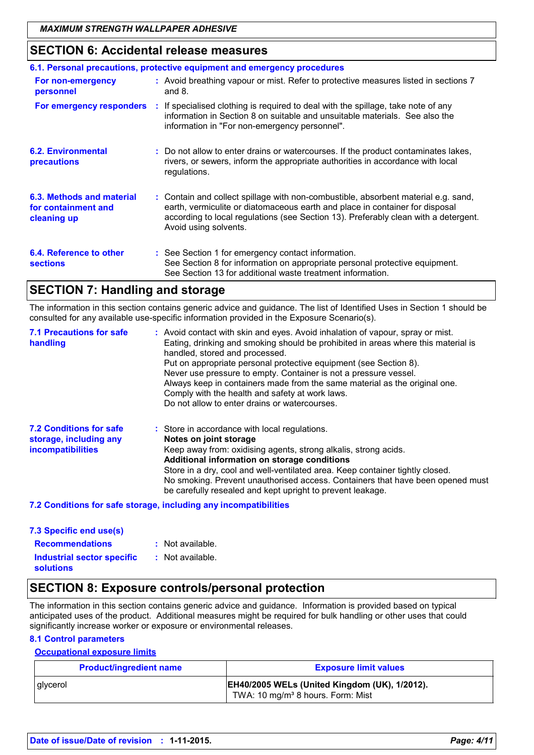## SECTION 6: Accidental release measures

### 6.1. Personal precautions, protective equipment and emergency procedures

**For non-emergency personnel** : Avoid breathing vapour or mist. Refer to protective measures listed in sections 7 and 8.

**For emergency responders** : If specialised clothing is required to deal with the spillage, take note of any information in Section 8 on suitable and unsuitable materials. See also the information in "For non-emergency personnel".

**6.2. Environmental precautions** : Do not allow to enter drains or watercourses. If the product contaminates lakes, rivers, or sewers, inform the appropriate authorities in accordance with local regulations.

**6.3. Methods and material for containment and cleaning up** : Contain and collect spillage with non-combustible, absorbent material e.g. sand, earth, vermiculite or diatomaceous earth and place in container for disposal according to local regulations (see Section 13). Preferably clean with a detergent. Avoid using solvents.

**6.4. Reference to other sections** : See Section 1 for emergency contact information.
See Section 8 for information on appropriate personal protective equipment.
See Section 13 for additional waste treatment information.

## SECTION 7: Handling and storage

The information in this section contains generic advice and guidance. The list of Identified Uses in Section 1 should be consulted for any available use-specific information provided in the Exposure Scenario(s).

**7.1 Precautions for safe handling** : Avoid contact with skin and eyes. Avoid inhalation of vapour, spray or mist.
Eating, drinking and smoking should be prohibited in areas where this material is handled, stored and processed.
Put on appropriate personal protective equipment (see Section 8).
Never use pressure to empty. Container is not a pressure vessel.
Always keep in containers made from the same material as the original one.
Comply with the health and safety at work laws.
Do not allow to enter drains or watercourses.

**7.2 Conditions for safe storage, including any incompatibilities** : Store in accordance with local regulations.
**Notes on joint storage**
Keep away from: oxidising agents, strong alkalis, strong acids.
**Additional information on storage conditions**
Store in a dry, cool and well-ventilated area. Keep container tightly closed.
No smoking. Prevent unauthorised access. Containers that have been opened must be carefully resealed and kept upright to prevent leakage.

### 7.2 Conditions for safe storage, including any incompatibilities

### 7.3 Specific end use(s)

**Recommendations** : Not available.

**Industrial sector specific solutions** : Not available.

## SECTION 8: Exposure controls/personal protection

The information in this section contains generic advice and guidance. Information is provided based on typical anticipated uses of the product. Additional measures might be required for bulk handling or other uses that could significantly increase worker or exposure or environmental releases.

### 8.1 Control parameters

**Occupational exposure limits**

| Product/ingredient name | Exposure limit values |
|---|---|
| glycerol | **EH40/2005 WELs (United Kingdom (UK), 1/2012).** TWA: 10 mg/m³ 8 hours. Form: Mist |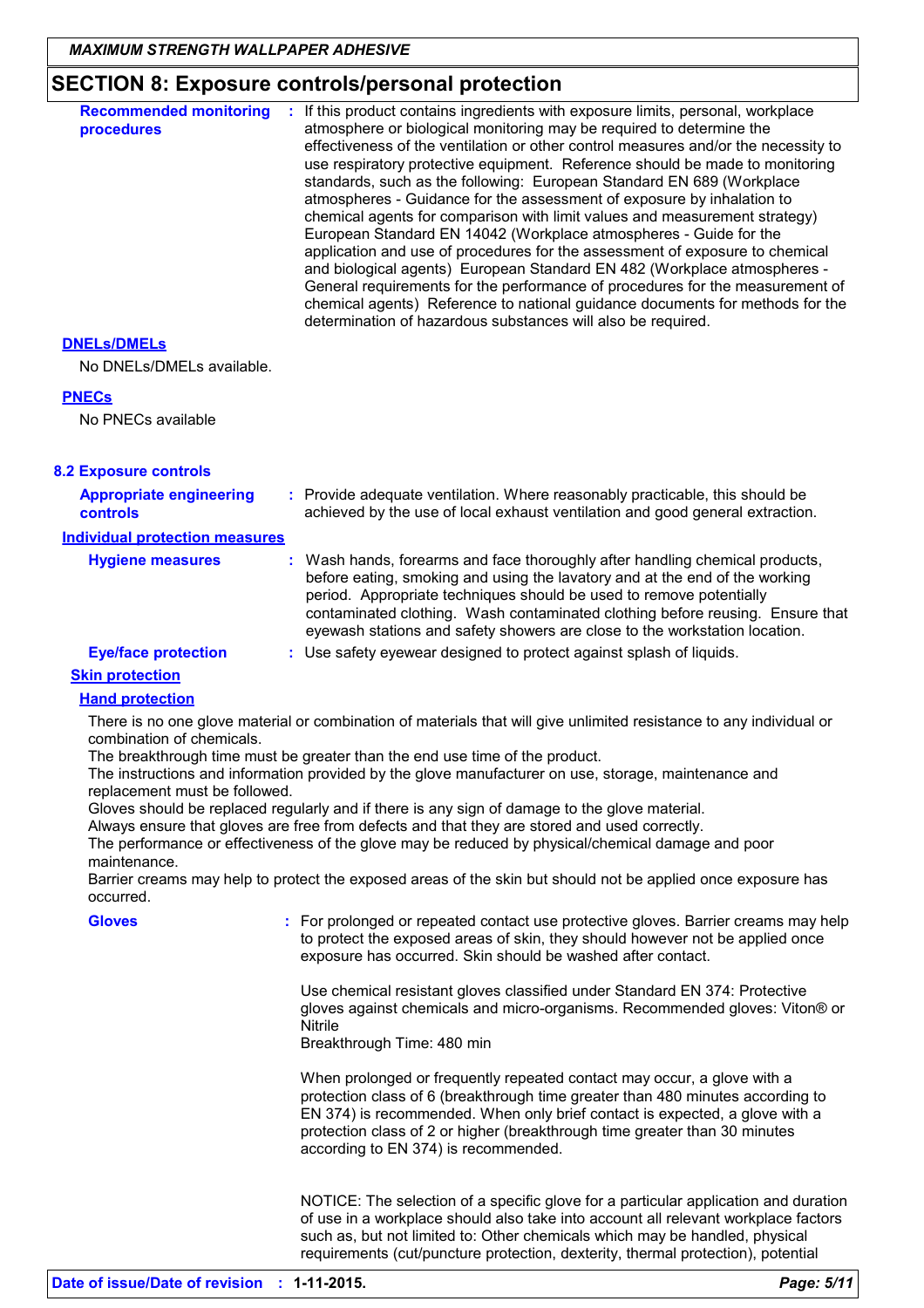## SECTION 8: Exposure controls/personal protection

**Recommended monitoring procedures** : If this product contains ingredients with exposure limits, personal, workplace atmosphere or biological monitoring may be required to determine the effectiveness of the ventilation or other control measures and/or the necessity to use respiratory protective equipment. Reference should be made to monitoring standards, such as the following: European Standard EN 689 (Workplace atmospheres - Guidance for the assessment of exposure by inhalation to chemical agents for comparison with limit values and measurement strategy) European Standard EN 14042 (Workplace atmospheres - Guide for the application and use of procedures for the assessment of exposure to chemical and biological agents) European Standard EN 482 (Workplace atmospheres - General requirements for the performance of procedures for the measurement of chemical agents) Reference to national guidance documents for methods for the determination of hazardous substances will also be required.

**DNELs/DMELs**

No DNELs/DMELs available.

**PNECs**

No PNECs available

### 8.2 Exposure controls

**Appropriate engineering controls** : Provide adequate ventilation. Where reasonably practicable, this should be achieved by the use of local exhaust ventilation and good general extraction.

**Individual protection measures**

**Hygiene measures** : Wash hands, forearms and face thoroughly after handling chemical products, before eating, smoking and using the lavatory and at the end of the working period. Appropriate techniques should be used to remove potentially contaminated clothing. Wash contaminated clothing before reusing. Ensure that eyewash stations and safety showers are close to the workstation location.

**Eye/face protection** : Use safety eyewear designed to protect against splash of liquids.

**Skin protection**

**Hand protection**

There is no one glove material or combination of materials that will give unlimited resistance to any individual or combination of chemicals.
The breakthrough time must be greater than the end use time of the product.
The instructions and information provided by the glove manufacturer on use, storage, maintenance and replacement must be followed.
Gloves should be replaced regularly and if there is any sign of damage to the glove material.
Always ensure that gloves are free from defects and that they are stored and used correctly.
The performance or effectiveness of the glove may be reduced by physical/chemical damage and poor maintenance.
Barrier creams may help to protect the exposed areas of the skin but should not be applied once exposure has occurred.

**Gloves** : For prolonged or repeated contact use protective gloves. Barrier creams may help to protect the exposed areas of skin, they should however not be applied once exposure has occurred. Skin should be washed after contact.

Use chemical resistant gloves classified under Standard EN 374: Protective gloves against chemicals and micro-organisms. Recommended gloves: Viton® or Nitrile
Breakthrough Time: 480 min

When prolonged or frequently repeated contact may occur, a glove with a protection class of 6 (breakthrough time greater than 480 minutes according to EN 374) is recommended. When only brief contact is expected, a glove with a protection class of 2 or higher (breakthrough time greater than 30 minutes according to EN 374) is recommended.

NOTICE: The selection of a specific glove for a particular application and duration of use in a workplace should also take into account all relevant workplace factors such as, but not limited to: Other chemicals which may be handled, physical requirements (cut/puncture protection, dexterity, thermal protection), potential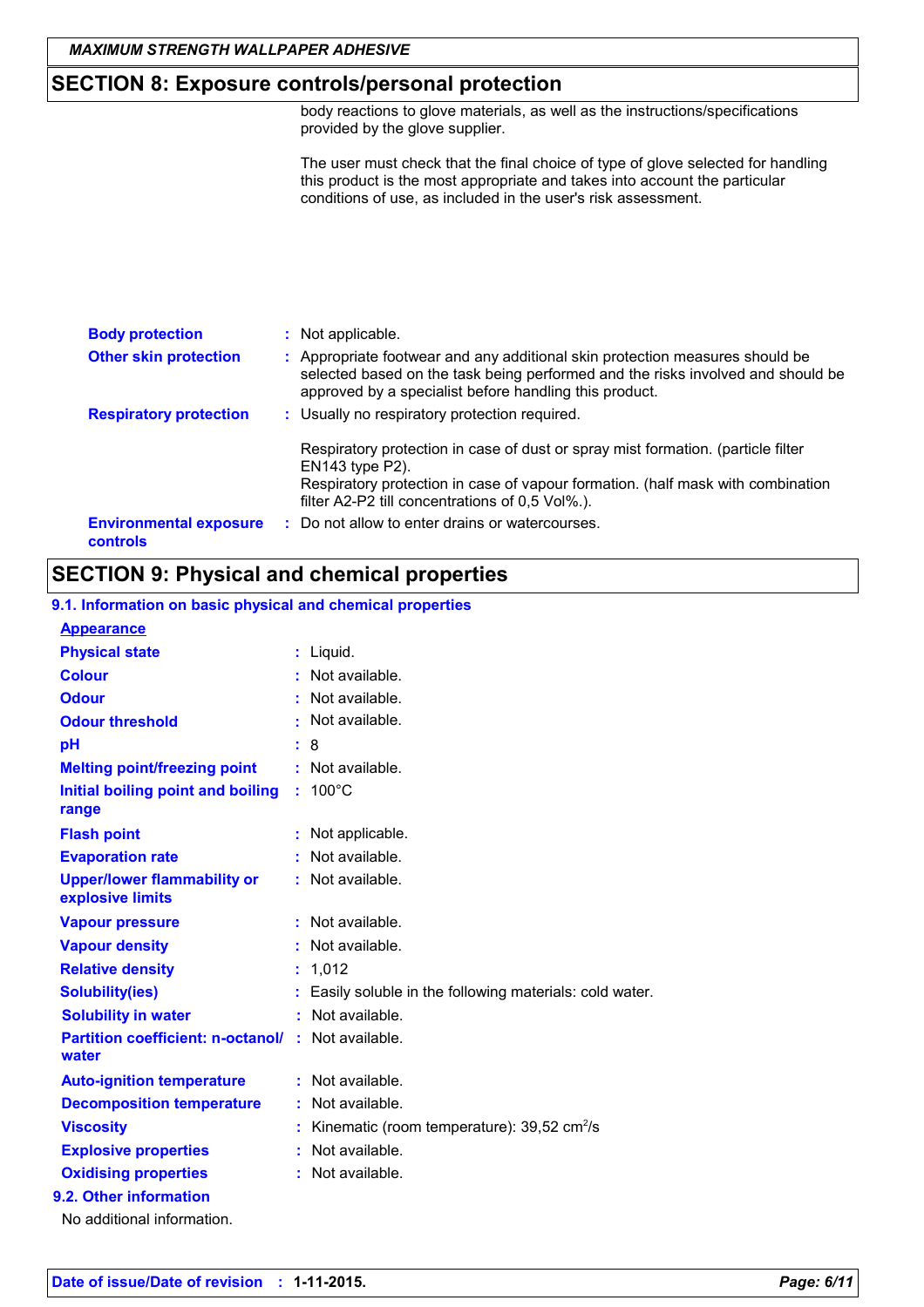## SECTION 8: Exposure controls/personal protection

body reactions to glove materials, as well as the instructions/specifications provided by the glove supplier.

The user must check that the final choice of type of glove selected for handling this product is the most appropriate and takes into account the particular conditions of use, as included in the user's risk assessment.

**Body protection** : Not applicable.

**Other skin protection** : Appropriate footwear and any additional skin protection measures should be selected based on the task being performed and the risks involved and should be approved by a specialist before handling this product.

**Respiratory protection** : Usually no respiratory protection required.

Respiratory protection in case of dust or spray mist formation. (particle filter EN143 type P2).
Respiratory protection in case of vapour formation. (half mask with combination filter A2-P2 till concentrations of 0,5 Vol%.).

**Environmental exposure controls** : Do not allow to enter drains or watercourses.

## SECTION 9: Physical and chemical properties

### 9.1. Information on basic physical and chemical properties

**Appearance**

| Property | Value |
|---|---|
| Physical state | Liquid. |
| Colour | Not available. |
| Odour | Not available. |
| Odour threshold | Not available. |
| pH | 8 |
| Melting point/freezing point | Not available. |
| Initial boiling point and boiling range | 100°C |
| Flash point | Not applicable. |
| Evaporation rate | Not available. |
| Upper/lower flammability or explosive limits | Not available. |
| Vapour pressure | Not available. |
| Vapour density | Not available. |
| Relative density | 1,012 |
| Solubility(ies) | Easily soluble in the following materials: cold water. |
| Solubility in water | Not available. |
| Partition coefficient: n-octanol/ water | Not available. |
| Auto-ignition temperature | Not available. |
| Decomposition temperature | Not available. |
| Viscosity | Kinematic (room temperature): 39,52 $cm^2/s$ |
| Explosive properties | Not available. |
| Oxidising properties | Not available. |

### 9.2. Other information

No additional information.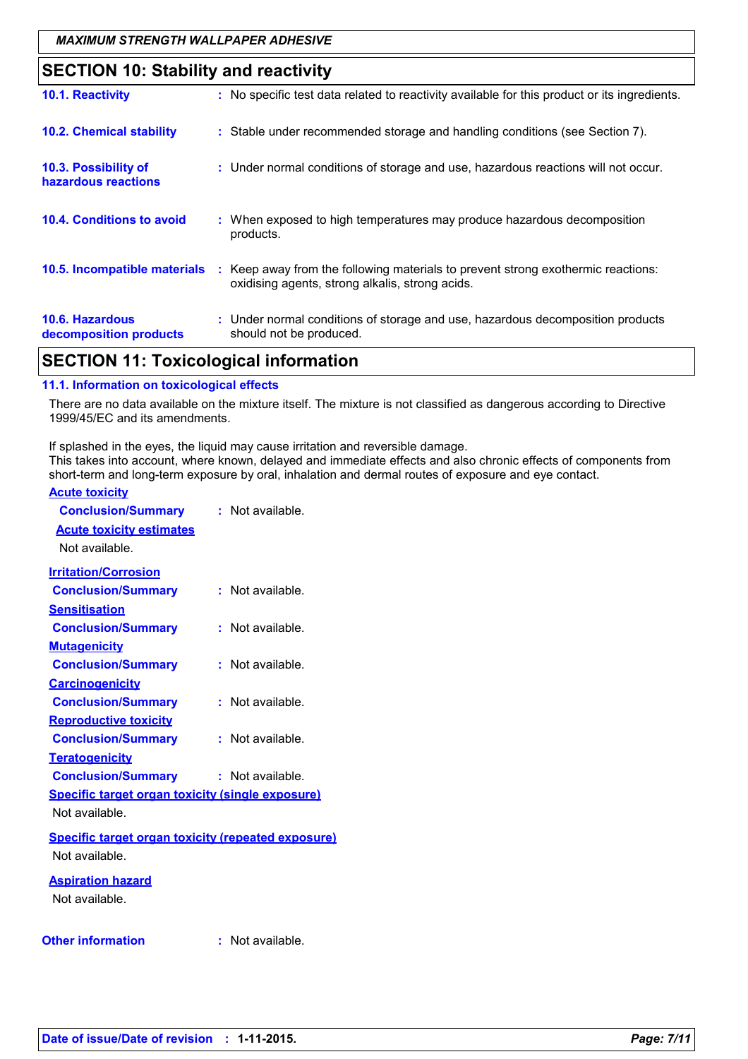## SECTION 10: Stability and reactivity

| | |
|---|---|
| **10.1. Reactivity** | No specific test data related to reactivity available for this product or its ingredients. |
| **10.2. Chemical stability** | Stable under recommended storage and handling conditions (see Section 7). |
| **10.3. Possibility of hazardous reactions** | Under normal conditions of storage and use, hazardous reactions will not occur. |
| **10.4. Conditions to avoid** | When exposed to high temperatures may produce hazardous decomposition products. |
| **10.5. Incompatible materials** | Keep away from the following materials to prevent strong exothermic reactions: oxidising agents, strong alkalis, strong acids. |
| **10.6. Hazardous decomposition products** | Under normal conditions of storage and use, hazardous decomposition products should not be produced. |

## SECTION 11: Toxicological information

### 11.1. Information on toxicological effects

There are no data available on the mixture itself. The mixture is not classified as dangerous according to Directive 1999/45/EC and its amendments.

If splashed in the eyes, the liquid may cause irritation and reversible damage.
This takes into account, where known, delayed and immediate effects and also chronic effects of components from short-term and long-term exposure by oral, inhalation and dermal routes of exposure and eye contact.

**Acute toxicity**

**Conclusion/Summary** : Not available.

**Acute toxicity estimates**

Not available.

**Irritation/Corrosion**

**Conclusion/Summary** : Not available.

**Sensitisation**

**Conclusion/Summary** : Not available.

**Mutagenicity**

**Conclusion/Summary** : Not available.

**Carcinogenicity**

**Conclusion/Summary** : Not available.

**Reproductive toxicity**

**Conclusion/Summary** : Not available.

**Teratogenicity**

**Conclusion/Summary** : Not available.

**Specific target organ toxicity (single exposure)**

Not available.

**Specific target organ toxicity (repeated exposure)**

Not available.

**Aspiration hazard**

Not available.

**Other information** : Not available.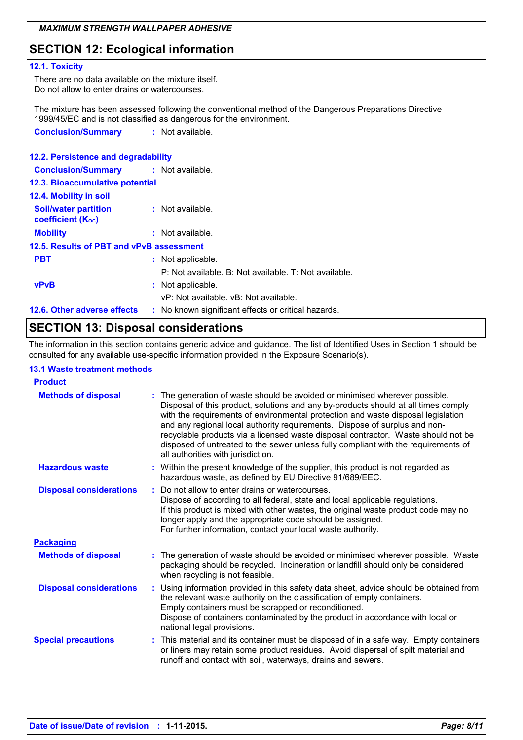## SECTION 12: Ecological information

### 12.1. Toxicity

There are no data available on the mixture itself.
Do not allow to enter drains or watercourses.

The mixture has been assessed following the conventional method of the Dangerous Preparations Directive 1999/45/EC and is not classified as dangerous for the environment.

**Conclusion/Summary** : Not available.

### 12.2. Persistence and degradability

**Conclusion/Summary** : Not available.

### 12.3. Bioaccumulative potential

### 12.4. Mobility in soil

**Soil/water partition coefficient ($K_{OC}$)** : Not available.

**Mobility** : Not available.

### 12.5. Results of PBT and vPvB assessment

**PBT** : Not applicable.
P: Not available. B: Not available. T: Not available.

**vPvB** : Not applicable.
vP: Not available. vB: Not available.

### 12.6. Other adverse effects : No known significant effects or critical hazards.

## SECTION 13: Disposal considerations

The information in this section contains generic advice and guidance. The list of Identified Uses in Section 1 should be consulted for any available use-specific information provided in the Exposure Scenario(s).

### 13.1 Waste treatment methods

**Product**

**Methods of disposal** : The generation of waste should be avoided or minimised wherever possible. Disposal of this product, solutions and any by-products should at all times comply with the requirements of environmental protection and waste disposal legislation and any regional local authority requirements. Dispose of surplus and non-recyclable products via a licensed waste disposal contractor. Waste should not be disposed of untreated to the sewer unless fully compliant with the requirements of all authorities with jurisdiction.

**Hazardous waste** : Within the present knowledge of the supplier, this product is not regarded as hazardous waste, as defined by EU Directive 91/689/EEC.

**Disposal considerations** : Do not allow to enter drains or watercourses.
Dispose of according to all federal, state and local applicable regulations.
If this product is mixed with other wastes, the original waste product code may no longer apply and the appropriate code should be assigned.
For further information, contact your local waste authority.

**Packaging**

**Methods of disposal** : The generation of waste should be avoided or minimised wherever possible. Waste packaging should be recycled. Incineration or landfill should only be considered when recycling is not feasible.

**Disposal considerations** : Using information provided in this safety data sheet, advice should be obtained from the relevant waste authority on the classification of empty containers.
Empty containers must be scrapped or reconditioned.
Dispose of containers contaminated by the product in accordance with local or national legal provisions.

**Special precautions** : This material and its container must be disposed of in a safe way. Empty containers or liners may retain some product residues. Avoid dispersal of spilt material and runoff and contact with soil, waterways, drains and sewers.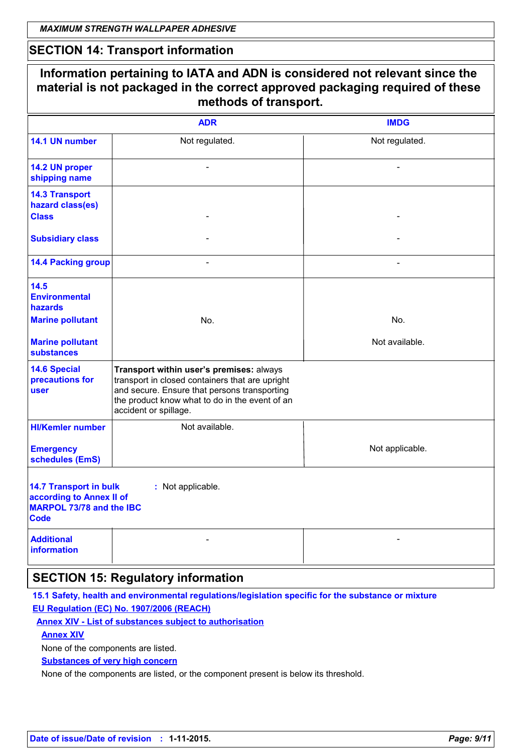## SECTION 14: Transport information

**Information pertaining to IATA and ADN is considered not relevant since the material is not packaged in the correct approved packaging required of these methods of transport.**

| | ADR | IMDG |
|---|---|---|
| **14.1 UN number** | Not regulated. | Not regulated. |
| **14.2 UN proper shipping name** | - | - |
| **14.3 Transport hazard class(es)** **Class** | - | - |
| **Subsidiary class** | - | - |
| **14.4 Packing group** | - | - |
| **14.5 Environmental hazards** **Marine pollutant** | No. | No. |
| **Marine pollutant substances** | | Not available. |
| **14.6 Special precautions for user** | **Transport within user's premises:** always transport in closed containers that are upright and secure. Ensure that persons transporting the product know what to do in the event of an accident or spillage. | |
| **HI/Kemler number** | Not available. | |
| **Emergency schedules (EmS)** | | Not applicable. |
| **14.7 Transport in bulk according to Annex II of MARPOL 73/78 and the IBC Code** | : Not applicable. | |
| **Additional information** | - | - |

## SECTION 15: Regulatory information

**15.1 Safety, health and environmental regulations/legislation specific for the substance or mixture**

**EU Regulation (EC) No. 1907/2006 (REACH)**

**Annex XIV - List of substances subject to authorisation**

**Annex XIV**

None of the components are listed.

**Substances of very high concern**

None of the components are listed, or the component present is below its threshold.

**Date of issue/Date of revision : 1-11-2015.**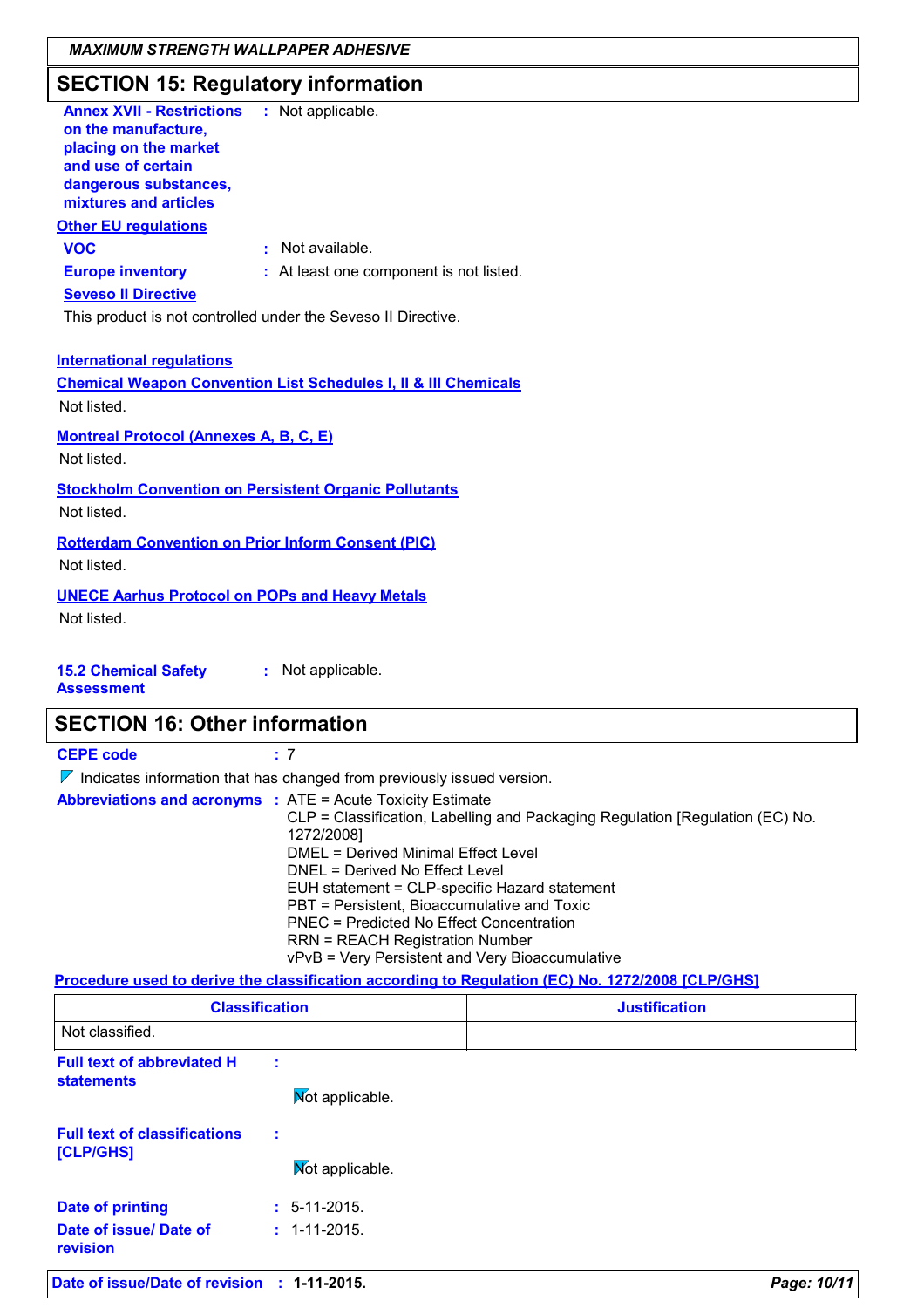## SECTION 15: Regulatory information

**Annex XVII - Restrictions on the manufacture, placing on the market and use of certain dangerous substances, mixtures and articles** : Not applicable.

**Other EU regulations**

**VOC** : Not available.

**Europe inventory** : At least one component is not listed.

**Seveso II Directive**

This product is not controlled under the Seveso II Directive.

**International regulations**

**Chemical Weapon Convention List Schedules I, II & III Chemicals**

Not listed.

**Montreal Protocol (Annexes A, B, C, E)**

Not listed.

**Stockholm Convention on Persistent Organic Pollutants**

Not listed.

**Rotterdam Convention on Prior Inform Consent (PIC)**

Not listed.

**UNECE Aarhus Protocol on POPs and Heavy Metals**

Not listed.

**15.2 Chemical Safety Assessment** : Not applicable.

## SECTION 16: Other information

**CEPE code** : 7

Indicates information that has changed from previously issued version.

**Abbreviations and acronyms** : ATE = Acute Toxicity Estimate
CLP = Classification, Labelling and Packaging Regulation [Regulation (EC) No. 1272/2008]
DMEL = Derived Minimal Effect Level
DNEL = Derived No Effect Level
EUH statement = CLP-specific Hazard statement
PBT = Persistent, Bioaccumulative and Toxic
PNEC = Predicted No Effect Concentration
RRN = REACH Registration Number
vPvB = Very Persistent and Very Bioaccumulative

**Procedure used to derive the classification according to Regulation (EC) No. 1272/2008 [CLP/GHS]**

| Classification | Justification |
| --- | --- |
| Not classified. | |

**Full text of abbreviated H statements** :

Not applicable.

**Full text of classifications [CLP/GHS]** :

Not applicable.

**Date of printing** : 5-11-2015.

**Date of issue/ Date of revision** : 1-11-2015.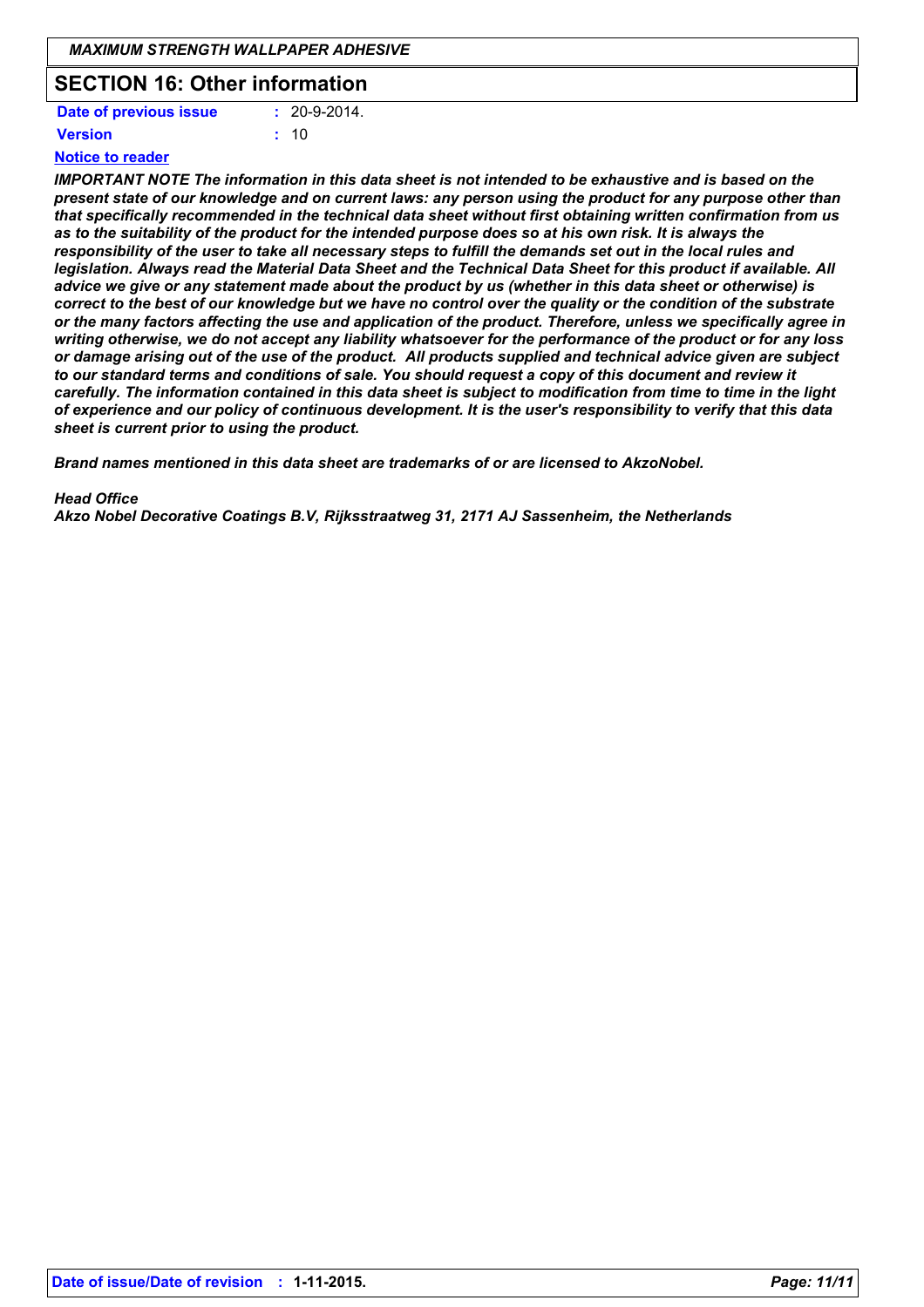## SECTION 16: Other information

**Date of previous issue** : 20-9-2014.

**Version** : 10

**Notice to reader**

***IMPORTANT NOTE The information in this data sheet is not intended to be exhaustive and is based on the present state of our knowledge and on current laws: any person using the product for any purpose other than that specifically recommended in the technical data sheet without first obtaining written confirmation from us as to the suitability of the product for the intended purpose does so at his own risk. It is always the responsibility of the user to take all necessary steps to fulfill the demands set out in the local rules and legislation. Always read the Material Data Sheet and the Technical Data Sheet for this product if available. All advice we give or any statement made about the product by us (whether in this data sheet or otherwise) is correct to the best of our knowledge but we have no control over the quality or the condition of the substrate or the many factors affecting the use and application of the product. Therefore, unless we specifically agree in writing otherwise, we do not accept any liability whatsoever for the performance of the product or for any loss or damage arising out of the use of the product. All products supplied and technical advice given are subject to our standard terms and conditions of sale. You should request a copy of this document and review it carefully. The information contained in this data sheet is subject to modification from time to time in the light of experience and our policy of continuous development. It is the user's responsibility to verify that this data sheet is current prior to using the product.***

***Brand names mentioned in this data sheet are trademarks of or are licensed to AkzoNobel.***

*Head Office*

***Akzo Nobel Decorative Coatings B.V, Rijksstraatweg 31, 2171 AJ Sassenheim, the Netherlands***

**Date of issue/Date of revision** : **1-11-2015.**